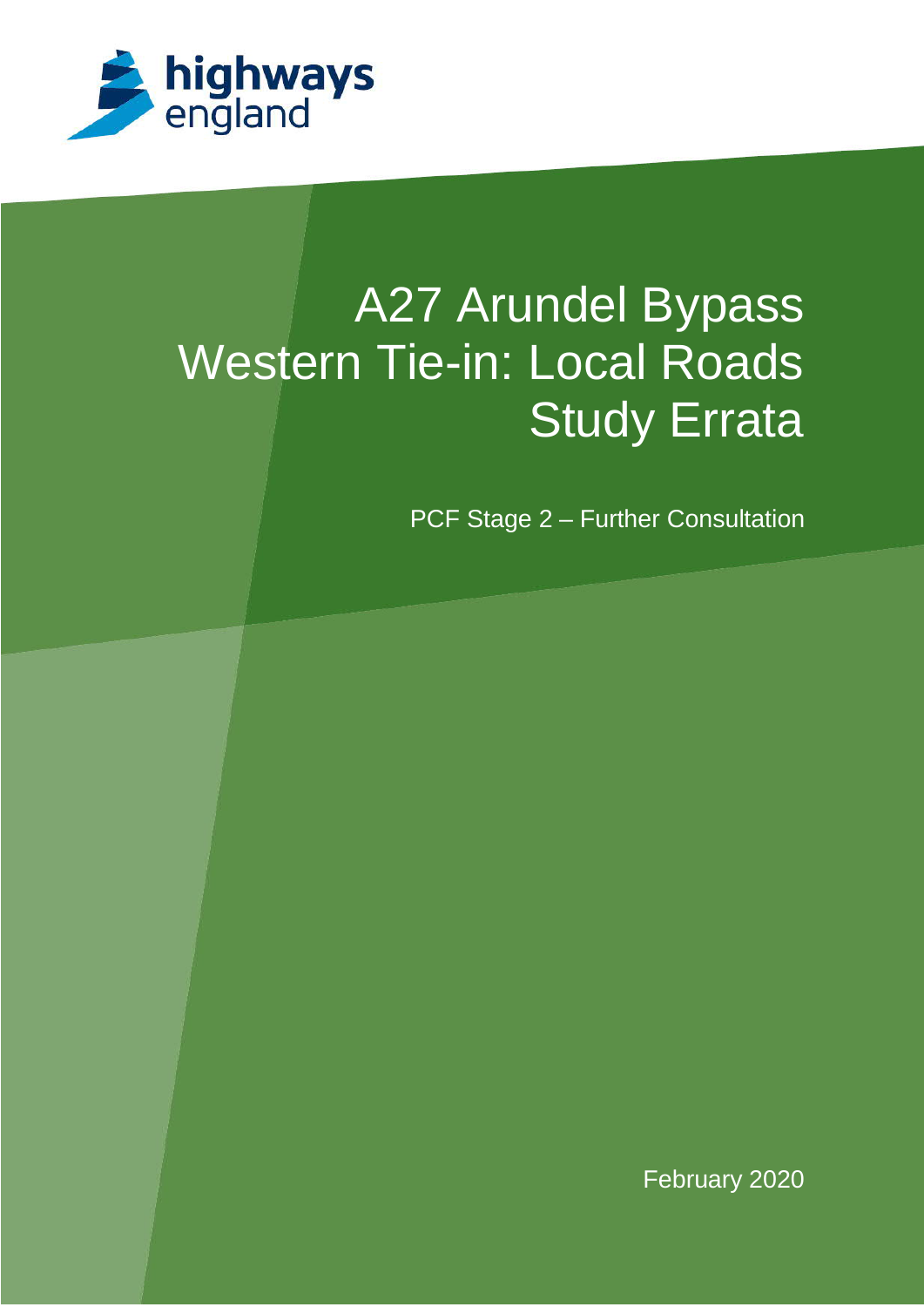highways england

# A27 Arundel Bypass Western Tie-in: Local Roads Study Errata

PCF Stage 2 – Further Consultation

February 2020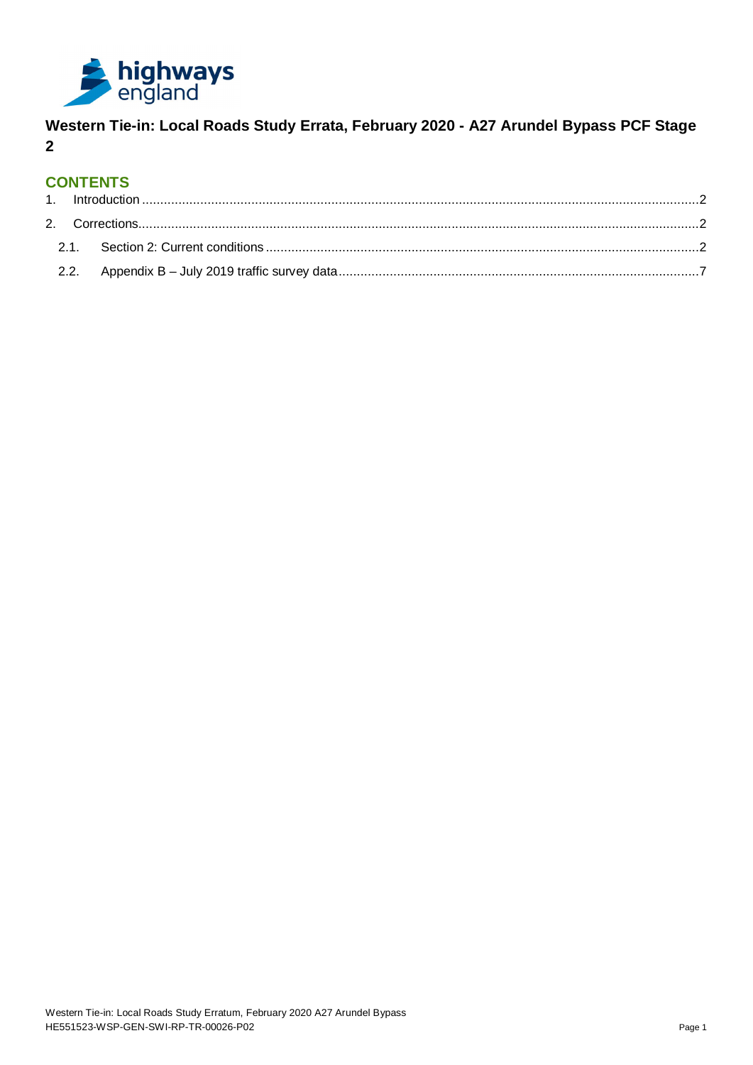**Western Tie-in: Local Roads Study Errata, February 2020 - A27 Arundel Bypass PCF Stage 2**

## CONTENTS

1. Introduction ............................................................ 2
2. Corrections ............................................................ 2
   - 2.1. Section 2: Current conditions ............................................................ 2
   - 2.2. Appendix B – July 2019 traffic survey data ............................................................ 7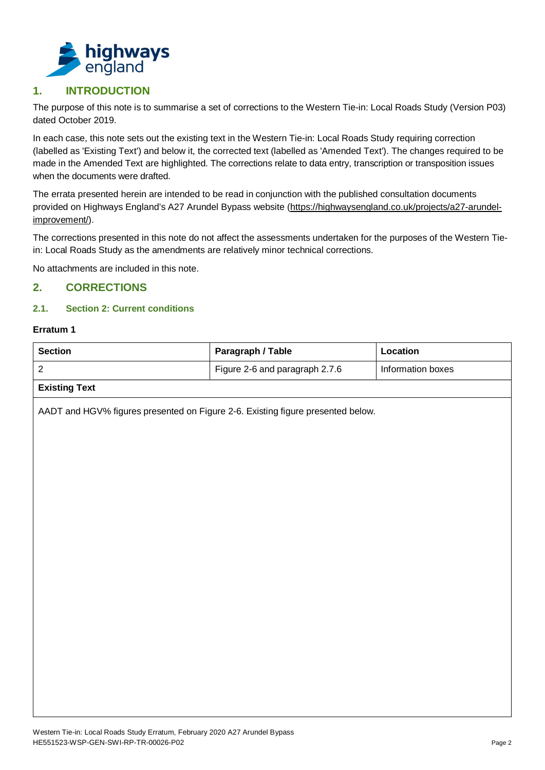## 1. INTRODUCTION

The purpose of this note is to summarise a set of corrections to the Western Tie-in: Local Roads Study (Version P03) dated October 2019.

In each case, this note sets out the existing text in the Western Tie-in: Local Roads Study requiring correction (labelled as 'Existing Text') and below it, the corrected text (labelled as 'Amended Text'). The changes required to be made in the Amended Text are highlighted. The corrections relate to data entry, transcription or transposition issues when the documents were drafted.

The errata presented herein are intended to be read in conjunction with the published consultation documents provided on Highways England's A27 Arundel Bypass website (https://highwaysengland.co.uk/projects/a27-arundel-improvement/).

The corrections presented in this note do not affect the assessments undertaken for the purposes of the Western Tie-in: Local Roads Study as the amendments are relatively minor technical corrections.

No attachments are included in this note.

## 2. CORRECTIONS

### 2.1. Section 2: Current conditions

**Erratum 1**

| Section | Paragraph / Table | Location |
|---|---|---|
| 2 | Figure 2-6 and paragraph 2.7.6 | Information boxes |
| **Existing Text** | | |
| AADT and HGV% figures presented on Figure 2-6. Existing figure presented below. | | |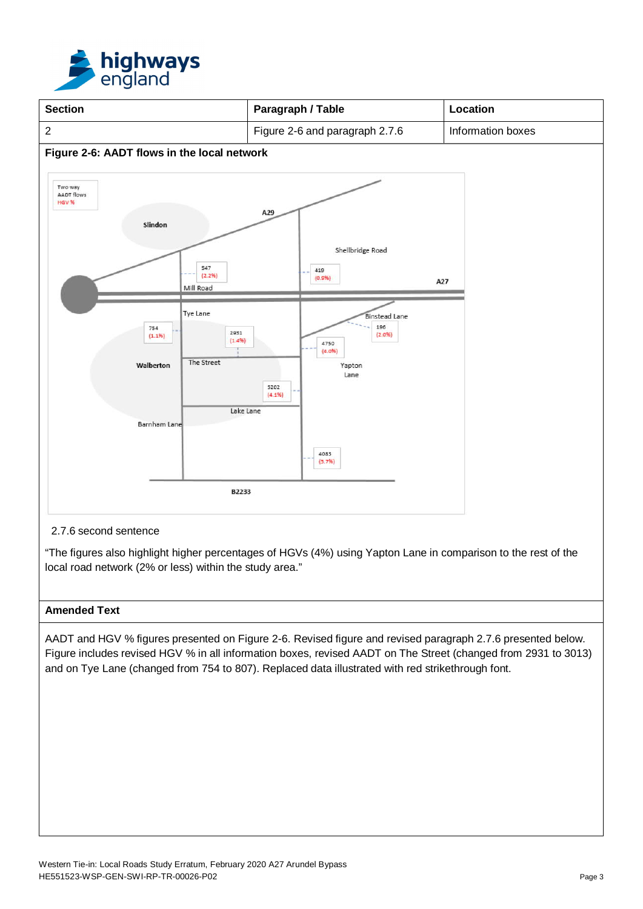| Section | Paragraph / Table | Location |
|---|---|---|
| 2 | Figure 2-6 and paragraph 2.7.6 | Information boxes |

**Figure 2-6: AADT flows in the local network**

Two way AADT flows
HGV %

Slindon
A29
Shellbridge Road
547 (2.2%)
419 (0.9%)
A27
Mill Road
Tye Lane
Binstead Lane
754 (1.1%)
2931 (1.4%)
196 (2.0%)
4750 (4.0%)
Walberton
The Street
Yapton Lane
5202 (4.1%)
Lake Lane
Barnham Lane
4083 (3.7%)
B2233

2.7.6 second sentence

"The figures also highlight higher percentages of HGVs (4%) using Yapton Lane in comparison to the rest of the local road network (2% or less) within the study area."

**Amended Text**

AADT and HGV % figures presented on Figure 2-6. Revised figure and revised paragraph 2.7.6 presented below. Figure includes revised HGV % in all information boxes, revised AADT on The Street (changed from 2931 to 3013) and on Tye Lane (changed from 754 to 807). Replaced data illustrated with red strikethrough font.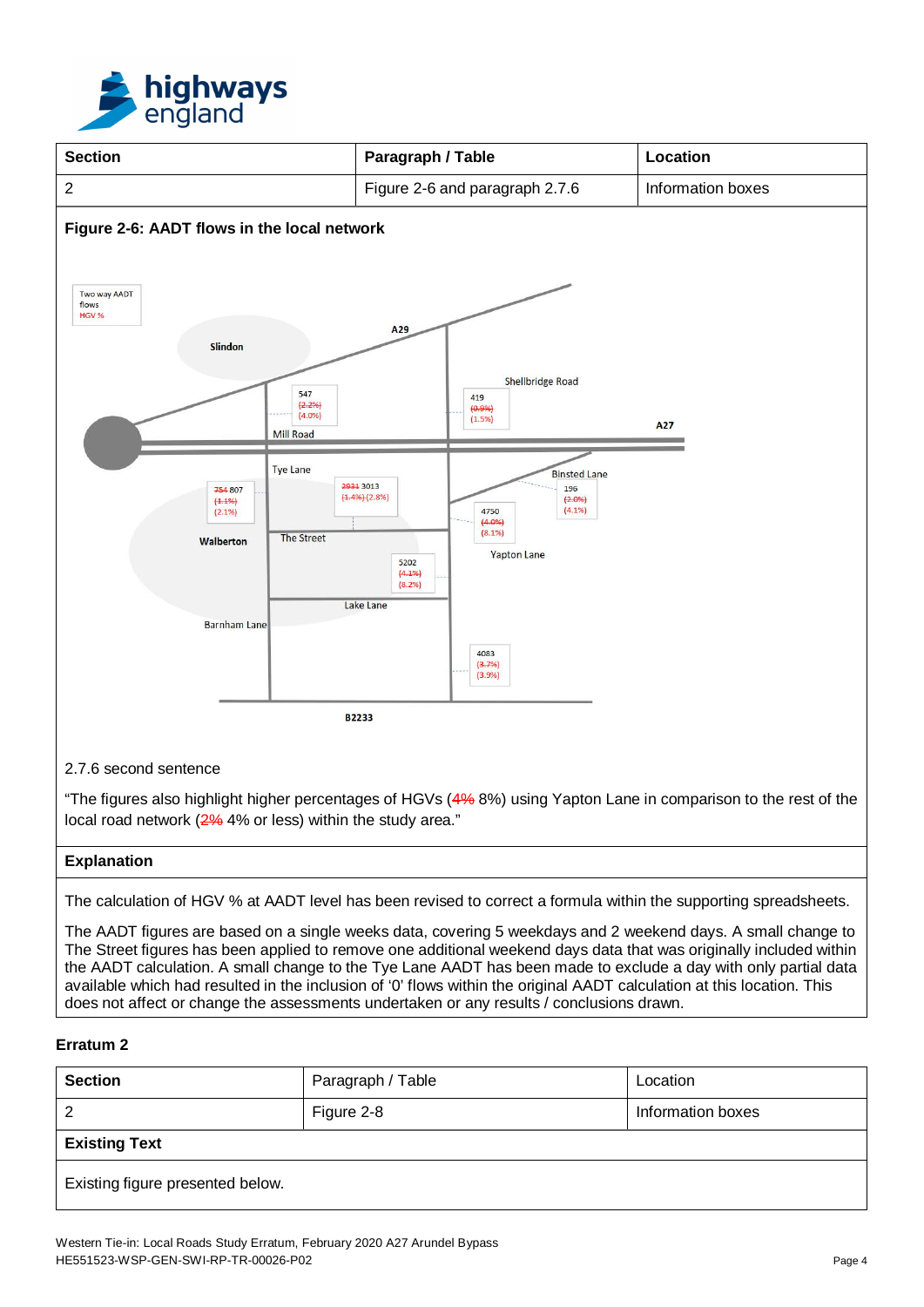| Section | Paragraph / Table | Location |
| --- | --- | --- |
| 2 | Figure 2-6 and paragraph 2.7.6 | Information boxes |

**Figure 2-6: AADT flows in the local network**

Two way AADT flows
HGV %

A29, Slindon, Shellbridge Road, A27, Mill Road, Tye Lane, Binsted Lane, Walberton, The Street, Yapton Lane, Lake Lane, Barnham Lane, B2233

- 547 (2.2%) (4.0%)
- 419 (0.9%) (1.5%)
- ~~754~~ 807 ~~(1.1%)~~ (2.1%)
- ~~2931~~ 3013 ~~(1.4%)~~ (2.8%)
- 196 ~~(2.0%)~~ (4.1%)
- 4750 ~~(4.0%)~~ (8.1%)
- 5202 ~~(4.1%)~~ (8.2%)
- 4083 ~~(3.7%)~~ (3.9%)

2.7.6 second sentence

"The figures also highlight higher percentages of HGVs (~~4%~~ 8%) using Yapton Lane in comparison to the rest of the local road network (~~2%~~ 4% or less) within the study area."

**Explanation**

The calculation of HGV % at AADT level has been revised to correct a formula within the supporting spreadsheets.

The AADT figures are based on a single weeks data, covering 5 weekdays and 2 weekend days. A small change to The Street figures has been applied to remove one additional weekend days data that was originally included within the AADT calculation. A small change to the Tye Lane AADT has been made to exclude a day with only partial data available which had resulted in the inclusion of '0' flows within the original AADT calculation at this location. This does not affect or change the assessments undertaken or any results / conclusions drawn.

### Erratum 2

| Section | Paragraph / Table | Location |
| --- | --- | --- |
| 2 | Figure 2-8 | Information boxes |

**Existing Text**

Existing figure presented below.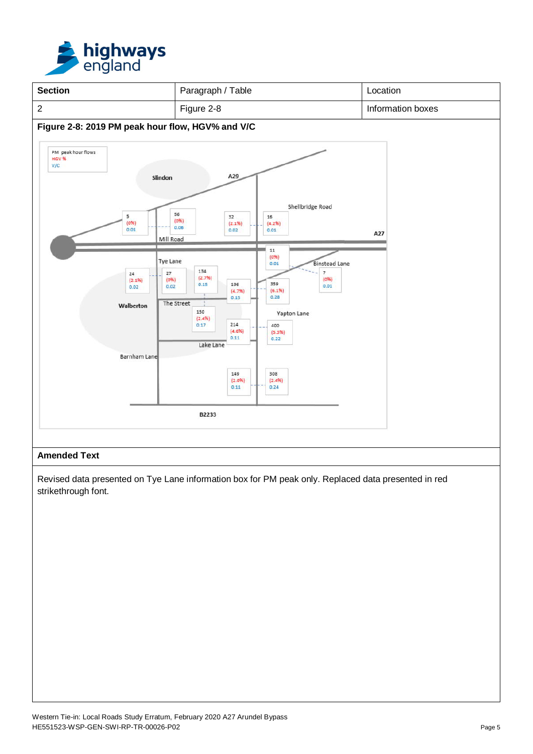| Section | Paragraph / Table | Location |
| --- | --- | --- |
| 2 | Figure 2-8 | Information boxes |

**Figure 2-8: 2019 PM peak hour flow, HGV% and V/C**

PM peak hour flows
HGV %
V/C

Slindon | A29 | Shellbridge Road | A27 | Mill Road | Tye Lane | Binstead Lane | Walberton | The Street | Yapton Lane | Lake Lane | Barnham Lane | B2233

| Flow | HGV % | V/C |
| --- | --- | --- |
| 5 | (0%) | 0.01 |
| 56 | (0%) | 0.06 |
| 32 | (2.1%) | 0.02 |
| 16 | (4.2%) | 0.01 |
| 11 | (0%) | 0.01 |
| 7 | (0%) | 0.01 |
| 24 | (2.1%) | 0.02 |
| 27 | (0%) | 0.02 |
| 134 | (2.7%) | 0.15 |
| 196 | (4.7%) | 0.15 |
| 359 | (6.1%) | 0.28 |
| 150 | (2.4%) | 0.17 |
| 214 | (4.6%) | 0.11 |
| 400 | (5.5%) | 0.22 |
| 149 | (2.0%) | 0.11 |
| 308 | (2.4%) | 0.24 |

**Amended Text**

Revised data presented on Tye Lane information box for PM peak only. Replaced data presented in red strikethrough font.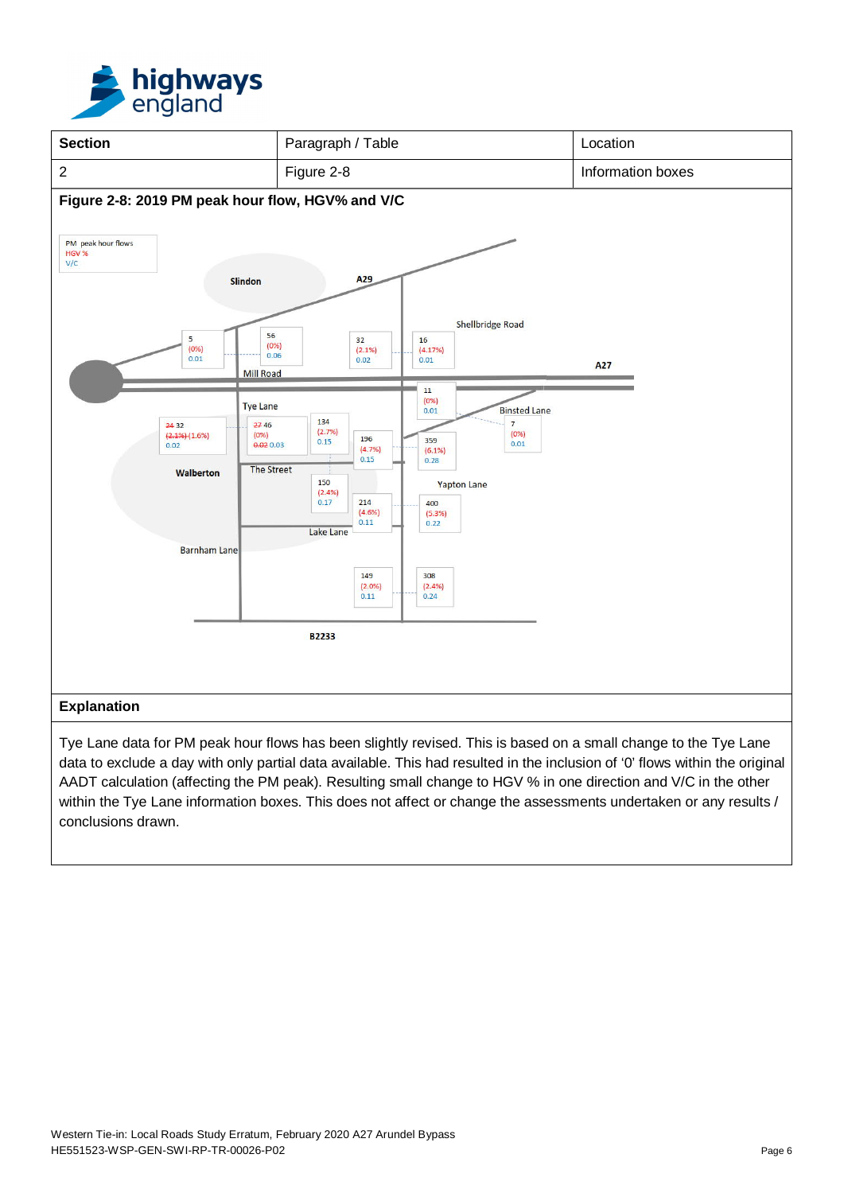| Section | Paragraph / Table | Location |
|---|---|---|
| 2 | Figure 2-8 | Information boxes |

**Figure 2-8: 2019 PM peak hour flow, HGV% and V/C**

PM peak hour flows
HGV %
V/C

Slindon

A29

Shellbridge Road

A27

Mill Road

Tye Lane

Binsted Lane

Walberton

The Street

Yapton Lane

Lake Lane

Barnham Lane

B2233

5 (0%) 0.01

56 (0%) 0.06

32 (2.1%) 0.02

16 (4.17%) 0.01

11 (0%) 0.01

~~24~~ 32 ~~(2.1%)~~ (1.6%) 0.02

~~27~~ 46 (0%) ~~0.02~~ 0.03

134 (2.7%) 0.15

196 (4.7%) 0.15

359 (6.1%) 0.28

7 (0%) 0.01

150 (2.4%) 0.17

214 (4.6%) 0.11

400 (5.3%) 0.22

149 (2.0%) 0.11

308 (2.4%) 0.24

**Explanation**

Tye Lane data for PM peak hour flows has been slightly revised. This is based on a small change to the Tye Lane data to exclude a day with only partial data available. This had resulted in the inclusion of '0' flows within the original AADT calculation (affecting the PM peak). Resulting small change to HGV % in one direction and V/C in the other within the Tye Lane information boxes. This does not affect or change the assessments undertaken or any results / conclusions drawn.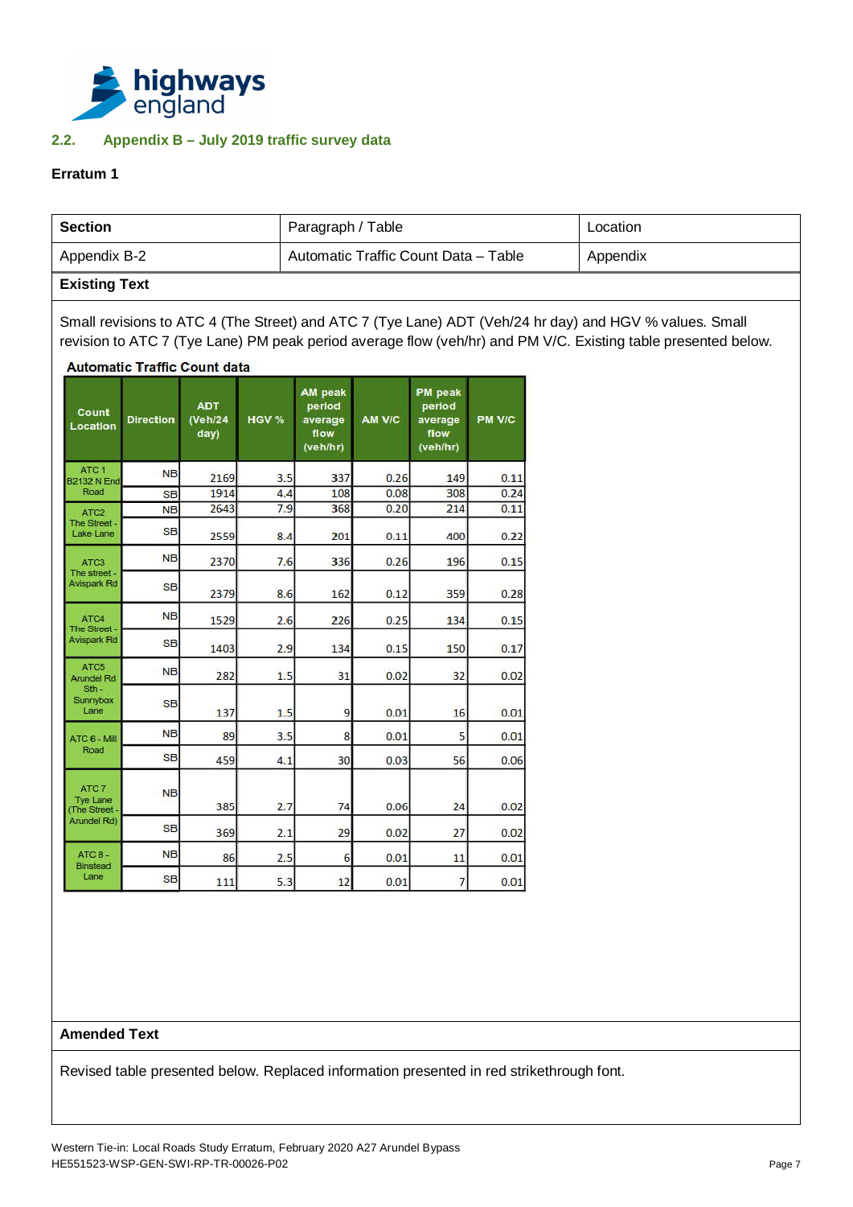## 2.2. Appendix B – July 2019 traffic survey data

**Erratum 1**

| Section | Paragraph / Table | Location |
|---|---|---|
| Appendix B-2 | Automatic Traffic Count Data – Table | Appendix |

**Existing Text**

Small revisions to ATC 4 (The Street) and ATC 7 (Tye Lane) ADT (Veh/24 hr day) and HGV % values. Small revision to ATC 7 (Tye Lane) PM peak period average flow (veh/hr) and PM V/C. Existing table presented below.

**Automatic Traffic Count data**

| Count Location | Direction | ADT (Veh/24 day) | HGV % | AM peak period average flow (veh/hr) | AM V/C | PM peak period average flow (veh/hr) | PM V/C |
|---|---|---|---|---|---|---|---|
| ATC 1 B2132 N End Road | NB | 2169 | 3.5 | 337 | 0.26 | 149 | 0.11 |
| | SB | 1914 | 4.4 | 108 | 0.08 | 308 | 0.24 |
| ATC2 The Street - Lake Lane | NB | 2643 | 7.9 | 368 | 0.20 | 214 | 0.11 |
| | SB | 2559 | 8.4 | 201 | 0.11 | 400 | 0.22 |
| ATC3 The street - Avispark Rd | NB | 2370 | 7.6 | 336 | 0.26 | 196 | 0.15 |
| | SB | 2379 | 8.6 | 162 | 0.12 | 359 | 0.28 |
| ATC4 The Street - Avispark Rd | NB | 1529 | 2.6 | 226 | 0.25 | 134 | 0.15 |
| | SB | 1403 | 2.9 | 134 | 0.15 | 150 | 0.17 |
| ATC5 Arundel Rd Sth - Sunnybox Lane | NB | 282 | 1.5 | 31 | 0.02 | 32 | 0.02 |
| | SB | 137 | 1.5 | 9 | 0.01 | 16 | 0.01 |
| ATC 6 - Mill Road | NB | 89 | 3.5 | 8 | 0.01 | 5 | 0.01 |
| | SB | 459 | 4.1 | 30 | 0.03 | 56 | 0.06 |
| ATC 7 Tye Lane (The Street - Arundel Rd) | NB | 385 | 2.7 | 74 | 0.06 | 24 | 0.02 |
| | SB | 369 | 2.1 | 29 | 0.02 | 27 | 0.02 |
| ATC 8 - Binstead Lane | NB | 86 | 2.5 | 6 | 0.01 | 11 | 0.01 |
| | SB | 111 | 5.3 | 12 | 0.01 | 7 | 0.01 |

**Amended Text**

Revised table presented below. Replaced information presented in red strikethrough font.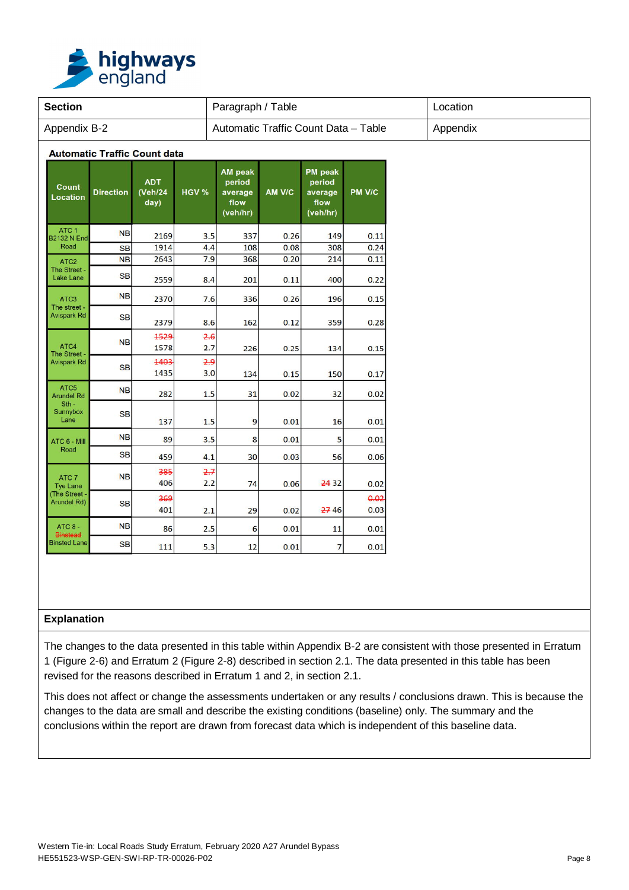| Section | Paragraph / Table | Location |
|---|---|---|
| Appendix B-2 | Automatic Traffic Count Data – Table | Appendix |

**Automatic Traffic Count data**

| Count Location | Direction | ADT (Veh/24 day) | HGV % | AM peak period average flow (veh/hr) | AM V/C | PM peak period average flow (veh/hr) | PM V/C |
|---|---|---|---|---|---|---|---|
| ATC 1 B2132 N End Road | NB | 2169 | 3.5 | 337 | 0.26 | 149 | 0.11 |
| | SB | 1914 | 4.4 | 108 | 0.08 | 308 | 0.24 |
| ATC2 The Street - Lake Lane | NB | 2643 | 7.9 | 368 | 0.20 | 214 | 0.11 |
| | SB | 2559 | 8.4 | 201 | 0.11 | 400 | 0.22 |
| ATC3 The street - Avispark Rd | NB | 2370 | 7.6 | 336 | 0.26 | 196 | 0.15 |
| | SB | 2379 | 8.6 | 162 | 0.12 | 359 | 0.28 |
| ATC4 The Street - Avispark Rd | NB | ~~1529~~ 1578 | ~~2.6~~ 2.7 | 226 | 0.25 | 134 | 0.15 |
| | SB | ~~1403~~ 1435 | ~~2.9~~ 3.0 | 134 | 0.15 | 150 | 0.17 |
| ATC5 Arundel Rd Sth - Sunnybox Lane | NB | 282 | 1.5 | 31 | 0.02 | 32 | 0.02 |
| | SB | 137 | 1.5 | 9 | 0.01 | 16 | 0.01 |
| ATC 6 - Mill Road | NB | 89 | 3.5 | 8 | 0.01 | 5 | 0.01 |
| | SB | 459 | 4.1 | 30 | 0.03 | 56 | 0.06 |
| ATC 7 Tye Lane (The Street - Arundel Rd) | NB | ~~385~~ 406 | ~~2.7~~ 2.2 | 74 | 0.06 | ~~24~~ 32 | 0.02 |
| | SB | ~~369~~ 401 | 2.1 | 29 | 0.02 | ~~27~~ 46 | ~~0.02~~ 0.03 |
| ATC 8 - ~~Binstead~~ Binsted Lane | NB | 86 | 2.5 | 6 | 0.01 | 11 | 0.01 |
| | SB | 111 | 5.3 | 12 | 0.01 | 7 | 0.01 |

**Explanation**

The changes to the data presented in this table within Appendix B-2 are consistent with those presented in Erratum 1 (Figure 2-6) and Erratum 2 (Figure 2-8) described in section 2.1. The data presented in this table has been revised for the reasons described in Erratum 1 and 2, in section 2.1.

This does not affect or change the assessments undertaken or any results / conclusions drawn. This is because the changes to the data are small and describe the existing conditions (baseline) only. The summary and the conclusions within the report are drawn from forecast data which is independent of this baseline data.